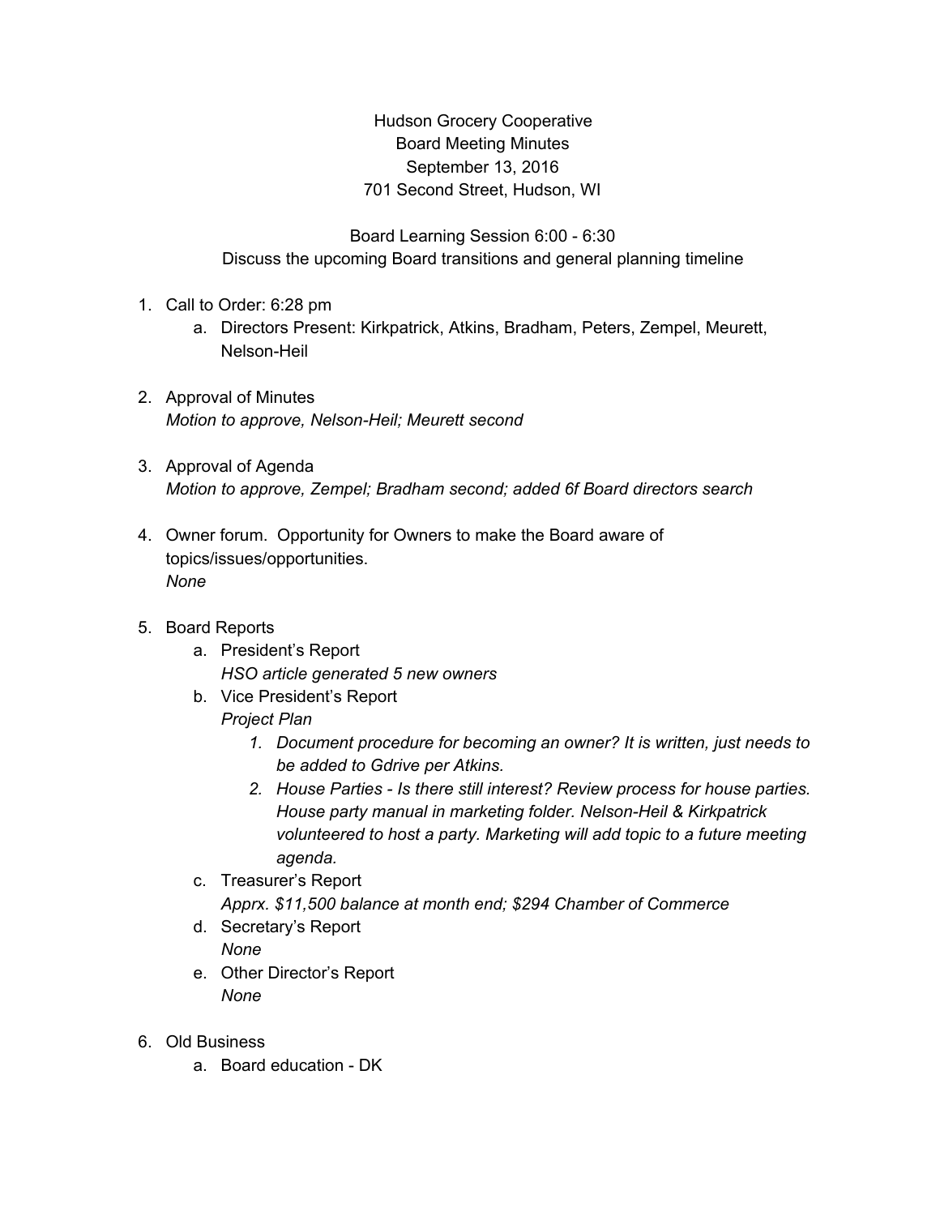Hudson Grocery Cooperative
Board Meeting Minutes
September 13, 2016
701 Second Street, Hudson, WI

Board Learning Session 6:00 - 6:30
Discuss the upcoming Board transitions and general planning timeline

1. Call to Order: 6:28 pm
   a. Directors Present: Kirkpatrick, Atkins, Bradham, Peters, Zempel, Meurett, Nelson-Heil

2. Approval of Minutes
   *Motion to approve, Nelson-Heil; Meurett second*

3. Approval of Agenda
   *Motion to approve, Zempel; Bradham second; added 6f Board directors search*

4. Owner forum. Opportunity for Owners to make the Board aware of topics/issues/opportunities.
   *None*

5. Board Reports
   a. President's Report
      *HSO article generated 5 new owners*
   b. Vice President's Report
      *Project Plan*
      1. *Document procedure for becoming an owner? It is written, just needs to be added to Gdrive per Atkins.*
      2. *House Parties - Is there still interest? Review process for house parties. House party manual in marketing folder. Nelson-Heil & Kirkpatrick volunteered to host a party. Marketing will add topic to a future meeting agenda.*
   c. Treasurer's Report
      *Apprx. $11,500 balance at month end; $294 Chamber of Commerce*
   d. Secretary's Report
      *None*
   e. Other Director's Report
      *None*

6. Old Business
   a. Board education - DK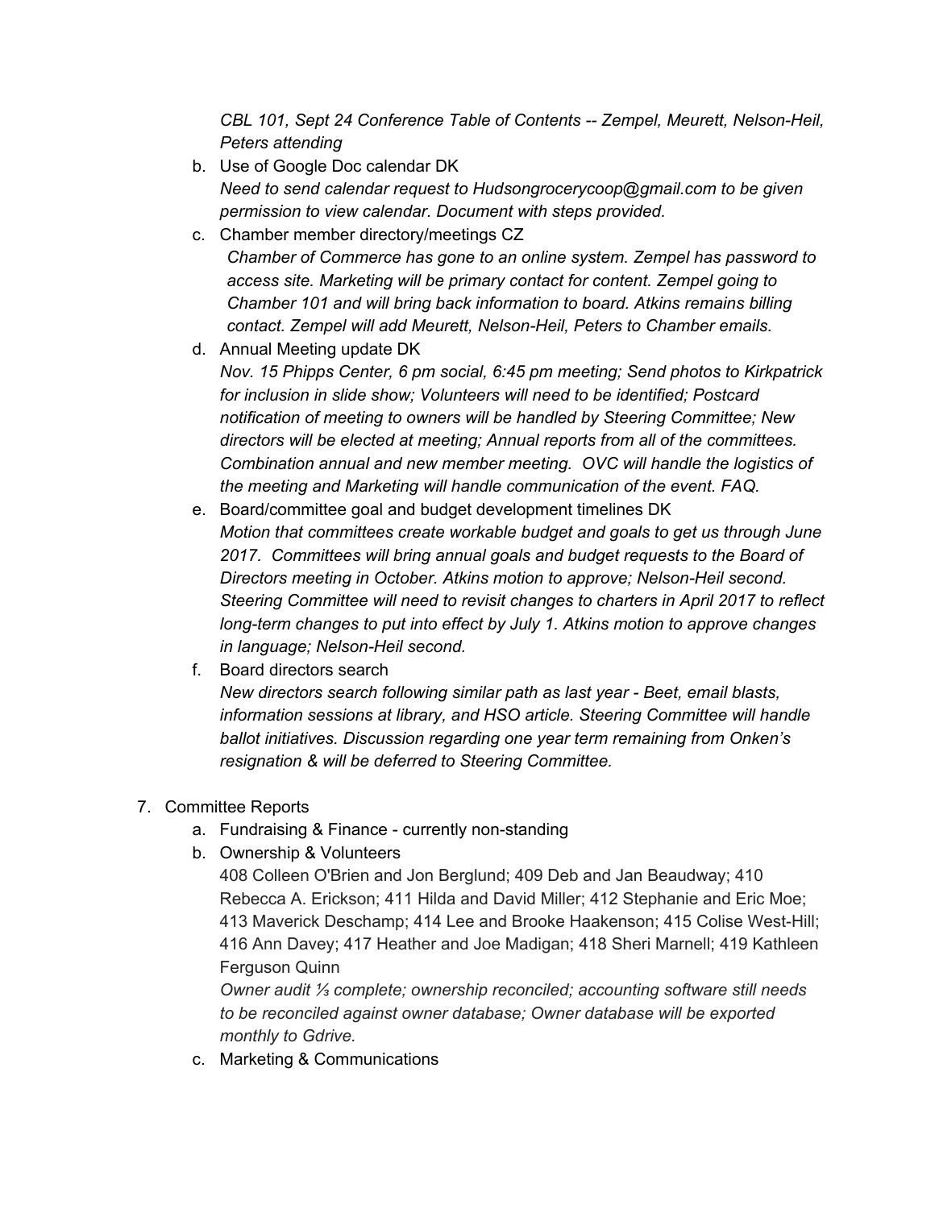*CBL 101, Sept 24 Conference Table of Contents -- Zempel, Meurett, Nelson-Heil, Peters attending*

b. Use of Google Doc calendar DK
*Need to send calendar request to Hudsongrocerycoop@gmail.com to be given permission to view calendar. Document with steps provided.*

c. Chamber member directory/meetings CZ
*Chamber of Commerce has gone to an online system. Zempel has password to access site. Marketing will be primary contact for content. Zempel going to Chamber 101 and will bring back information to board. Atkins remains billing contact. Zempel will add Meurett, Nelson-Heil, Peters to Chamber emails.*

d. Annual Meeting update DK
*Nov. 15 Phipps Center, 6 pm social, 6:45 pm meeting; Send photos to Kirkpatrick for inclusion in slide show; Volunteers will need to be identified; Postcard notification of meeting to owners will be handled by Steering Committee; New directors will be elected at meeting; Annual reports from all of the committees. Combination annual and new member meeting. OVC will handle the logistics of the meeting and Marketing will handle communication of the event. FAQ.*

e. Board/committee goal and budget development timelines DK
*Motion that committees create workable budget and goals to get us through June 2017. Committees will bring annual goals and budget requests to the Board of Directors meeting in October. Atkins motion to approve; Nelson-Heil second. Steering Committee will need to revisit changes to charters in April 2017 to reflect long-term changes to put into effect by July 1. Atkins motion to approve changes in language; Nelson-Heil second.*

f. Board directors search
*New directors search following similar path as last year - Beet, email blasts, information sessions at library, and HSO article. Steering Committee will handle ballot initiatives. Discussion regarding one year term remaining from Onken's resignation & will be deferred to Steering Committee.*

7. Committee Reports
   a. Fundraising & Finance - currently non-standing
   b. Ownership & Volunteers
   408 Colleen O'Brien and Jon Berglund; 409 Deb and Jan Beaudway; 410 Rebecca A. Erickson; 411 Hilda and David Miller; 412 Stephanie and Eric Moe; 413 Maverick Deschamp; 414 Lee and Brooke Haakenson; 415 Colise West-Hill; 416 Ann Davey; 417 Heather and Joe Madigan; 418 Sheri Marnell; 419 Kathleen Ferguson Quinn
   *Owner audit ⅓ complete; ownership reconciled; accounting software still needs to be reconciled against owner database; Owner database will be exported monthly to Gdrive.*
   c. Marketing & Communications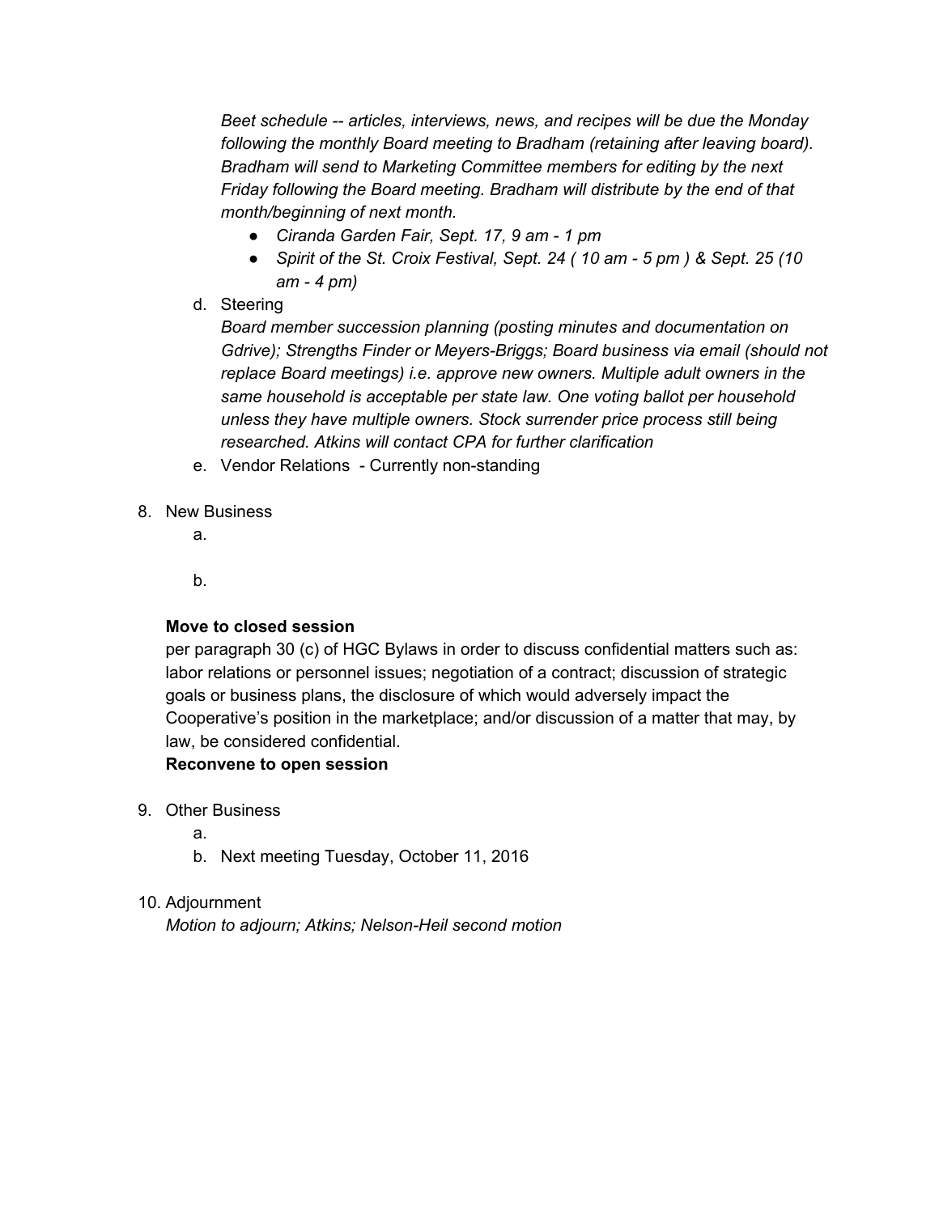*Beet schedule -- articles, interviews, news, and recipes will be due the Monday following the monthly Board meeting to Bradham (retaining after leaving board). Bradham will send to Marketing Committee members for editing by the next Friday following the Board meeting. Bradham will distribute by the end of that month/beginning of next month.*

- *Ciranda Garden Fair, Sept. 17, 9 am - 1 pm*
- *Spirit of the St. Croix Festival, Sept. 24 ( 10 am - 5 pm ) & Sept. 25 (10 am - 4 pm)*

d. Steering

*Board member succession planning (posting minutes and documentation on Gdrive); Strengths Finder or Meyers-Briggs; Board business via email (should not replace Board meetings) i.e. approve new owners. Multiple adult owners in the same household is acceptable per state law. One voting ballot per household unless they have multiple owners. Stock surrender price process still being researched. Atkins will contact CPA for further clarification*

e. Vendor Relations - Currently non-standing

8. New Business

a.

b.

**Move to closed session**

per paragraph 30 (c) of HGC Bylaws in order to discuss confidential matters such as: labor relations or personnel issues; negotiation of a contract; discussion of strategic goals or business plans, the disclosure of which would adversely impact the Cooperative's position in the marketplace; and/or discussion of a matter that may, by law, be considered confidential.

**Reconvene to open session**

9. Other Business

a.

b. Next meeting Tuesday, October 11, 2016

10. Adjournment

*Motion to adjourn; Atkins; Nelson-Heil second motion*